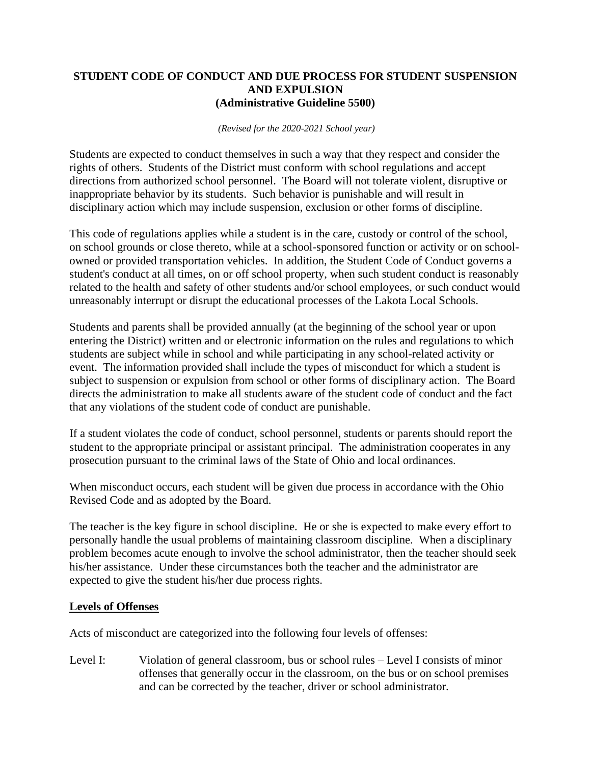**STUDENT CODE OF CONDUCT AND DUE PROCESS FOR STUDENT SUSPENSION AND EXPULSION**
**(Administrative Guideline 5500)**

*(Revised for the 2020-2021 School year)*

Students are expected to conduct themselves in such a way that they respect and consider the rights of others. Students of the District must conform with school regulations and accept directions from authorized school personnel. The Board will not tolerate violent, disruptive or inappropriate behavior by its students. Such behavior is punishable and will result in disciplinary action which may include suspension, exclusion or other forms of discipline.

This code of regulations applies while a student is in the care, custody or control of the school, on school grounds or close thereto, while at a school-sponsored function or activity or on school-owned or provided transportation vehicles. In addition, the Student Code of Conduct governs a student's conduct at all times, on or off school property, when such student conduct is reasonably related to the health and safety of other students and/or school employees, or such conduct would unreasonably interrupt or disrupt the educational processes of the Lakota Local Schools.

Students and parents shall be provided annually (at the beginning of the school year or upon entering the District) written and or electronic information on the rules and regulations to which students are subject while in school and while participating in any school-related activity or event. The information provided shall include the types of misconduct for which a student is subject to suspension or expulsion from school or other forms of disciplinary action. The Board directs the administration to make all students aware of the student code of conduct and the fact that any violations of the student code of conduct are punishable.

If a student violates the code of conduct, school personnel, students or parents should report the student to the appropriate principal or assistant principal. The administration cooperates in any prosecution pursuant to the criminal laws of the State of Ohio and local ordinances.

When misconduct occurs, each student will be given due process in accordance with the Ohio Revised Code and as adopted by the Board.

The teacher is the key figure in school discipline. He or she is expected to make every effort to personally handle the usual problems of maintaining classroom discipline. When a disciplinary problem becomes acute enough to involve the school administrator, then the teacher should seek his/her assistance. Under these circumstances both the teacher and the administrator are expected to give the student his/her due process rights.

**<u>Levels of Offenses</u>**

Acts of misconduct are categorized into the following four levels of offenses:

Level I: Violation of general classroom, bus or school rules – Level I consists of minor offenses that generally occur in the classroom, on the bus or on school premises and can be corrected by the teacher, driver or school administrator.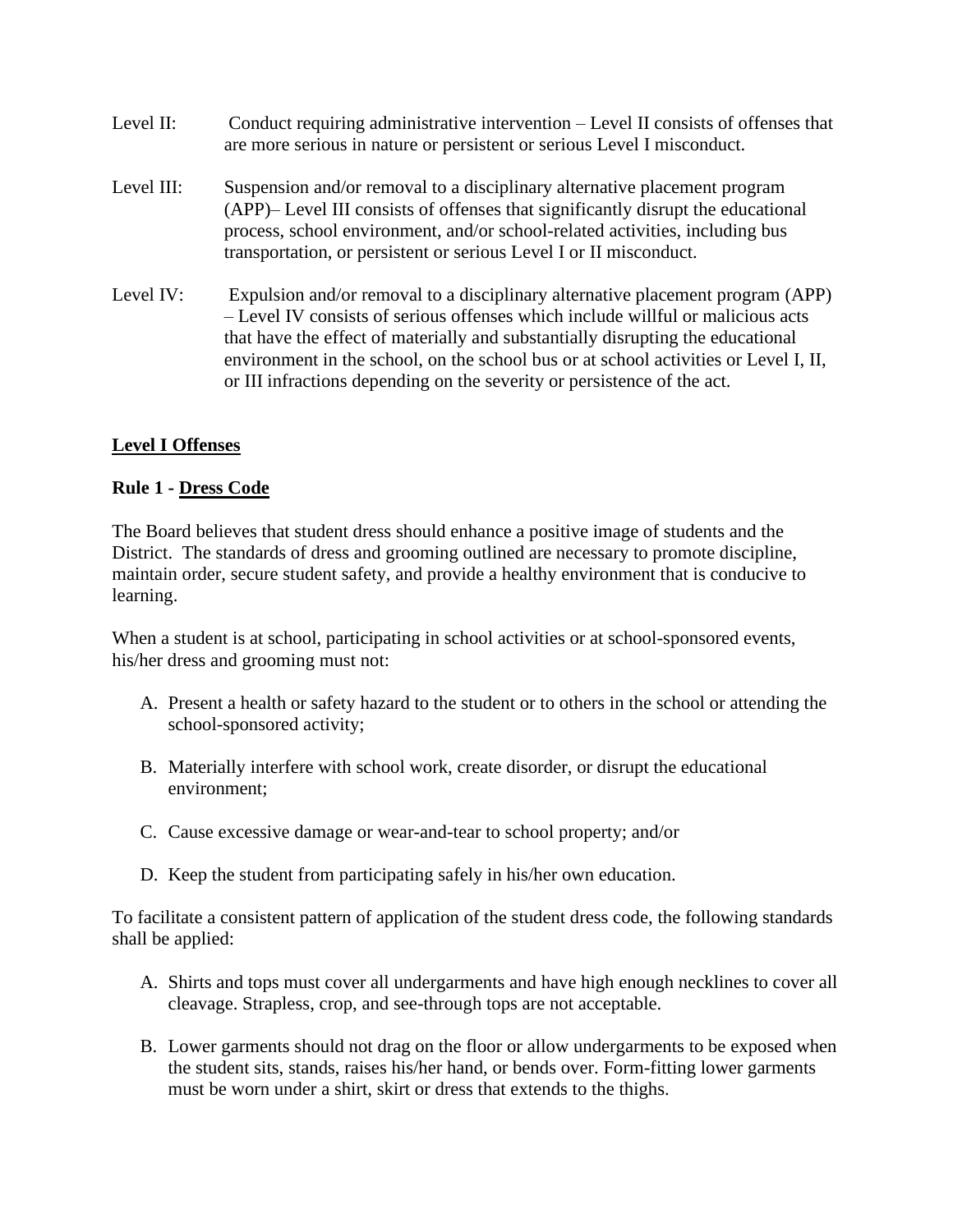Level II: Conduct requiring administrative intervention – Level II consists of offenses that are more serious in nature or persistent or serious Level I misconduct.

Level III: Suspension and/or removal to a disciplinary alternative placement program (APP)– Level III consists of offenses that significantly disrupt the educational process, school environment, and/or school-related activities, including bus transportation, or persistent or serious Level I or II misconduct.

Level IV: Expulsion and/or removal to a disciplinary alternative placement program (APP) – Level IV consists of serious offenses which include willful or malicious acts that have the effect of materially and substantially disrupting the educational environment in the school, on the school bus or at school activities or Level I, II, or III infractions depending on the severity or persistence of the act.

## <u>Level I Offenses</u>

### Rule 1 - <u>Dress Code</u>

The Board believes that student dress should enhance a positive image of students and the District. The standards of dress and grooming outlined are necessary to promote discipline, maintain order, secure student safety, and provide a healthy environment that is conducive to learning.

When a student is at school, participating in school activities or at school-sponsored events, his/her dress and grooming must not:

A. Present a health or safety hazard to the student or to others in the school or attending the school-sponsored activity;

B. Materially interfere with school work, create disorder, or disrupt the educational environment;

C. Cause excessive damage or wear-and-tear to school property; and/or

D. Keep the student from participating safely in his/her own education.

To facilitate a consistent pattern of application of the student dress code, the following standards shall be applied:

A. Shirts and tops must cover all undergarments and have high enough necklines to cover all cleavage. Strapless, crop, and see-through tops are not acceptable.

B. Lower garments should not drag on the floor or allow undergarments to be exposed when the student sits, stands, raises his/her hand, or bends over. Form-fitting lower garments must be worn under a shirt, skirt or dress that extends to the thighs.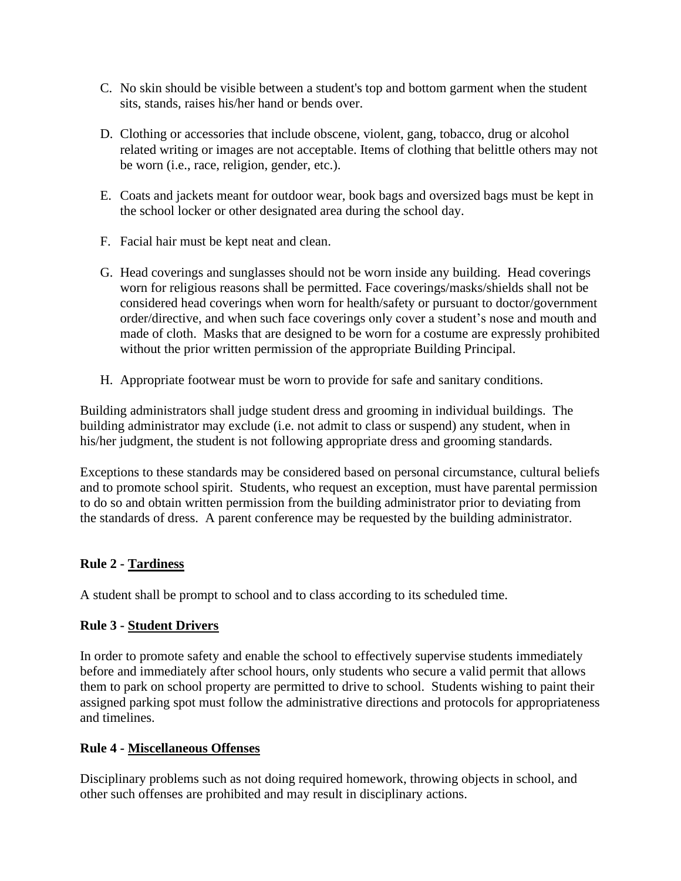C. No skin should be visible between a student's top and bottom garment when the student sits, stands, raises his/her hand or bends over.

D. Clothing or accessories that include obscene, violent, gang, tobacco, drug or alcohol related writing or images are not acceptable. Items of clothing that belittle others may not be worn (i.e., race, religion, gender, etc.).

E. Coats and jackets meant for outdoor wear, book bags and oversized bags must be kept in the school locker or other designated area during the school day.

F. Facial hair must be kept neat and clean.

G. Head coverings and sunglasses should not be worn inside any building. Head coverings worn for religious reasons shall be permitted. Face coverings/masks/shields shall not be considered head coverings when worn for health/safety or pursuant to doctor/government order/directive, and when such face coverings only cover a student's nose and mouth and made of cloth. Masks that are designed to be worn for a costume are expressly prohibited without the prior written permission of the appropriate Building Principal.

H. Appropriate footwear must be worn to provide for safe and sanitary conditions.

Building administrators shall judge student dress and grooming in individual buildings. The building administrator may exclude (i.e. not admit to class or suspend) any student, when in his/her judgment, the student is not following appropriate dress and grooming standards.

Exceptions to these standards may be considered based on personal circumstance, cultural beliefs and to promote school spirit. Students, who request an exception, must have parental permission to do so and obtain written permission from the building administrator prior to deviating from the standards of dress. A parent conference may be requested by the building administrator.

**Rule 2 - <u>Tardiness</u>**

A student shall be prompt to school and to class according to its scheduled time.

**Rule 3 - <u>Student Drivers</u>**

In order to promote safety and enable the school to effectively supervise students immediately before and immediately after school hours, only students who secure a valid permit that allows them to park on school property are permitted to drive to school. Students wishing to paint their assigned parking spot must follow the administrative directions and protocols for appropriateness and timelines.

**Rule 4 - <u>Miscellaneous Offenses</u>**

Disciplinary problems such as not doing required homework, throwing objects in school, and other such offenses are prohibited and may result in disciplinary actions.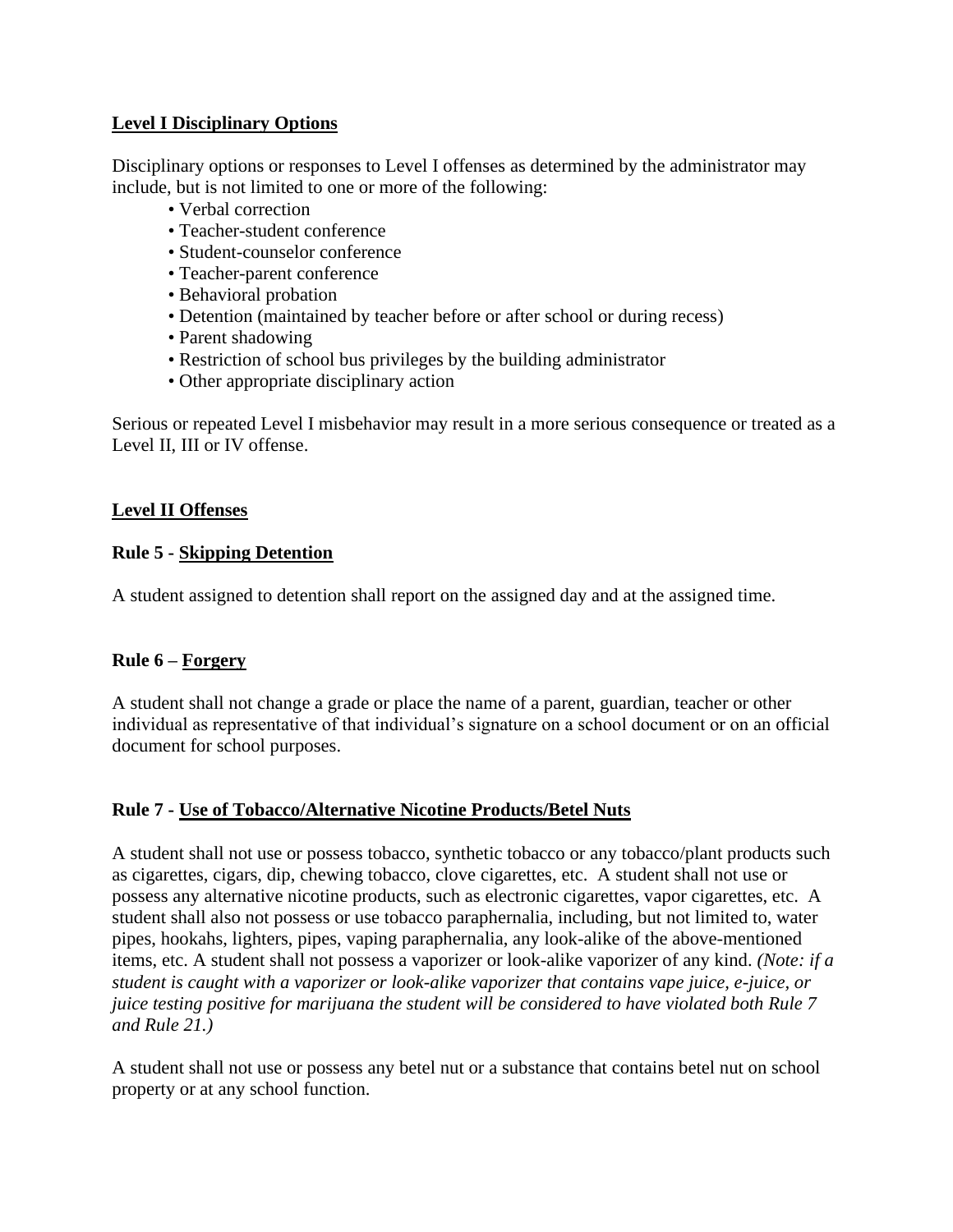**Level I Disciplinary Options**

Disciplinary options or responses to Level I offenses as determined by the administrator may include, but is not limited to one or more of the following:

- Verbal correction
- Teacher-student conference
- Student-counselor conference
- Teacher-parent conference
- Behavioral probation
- Detention (maintained by teacher before or after school or during recess)
- Parent shadowing
- Restriction of school bus privileges by the building administrator
- Other appropriate disciplinary action

Serious or repeated Level I misbehavior may result in a more serious consequence or treated as a Level II, III or IV offense.

**Level II Offenses**

**Rule 5 - Skipping Detention**

A student assigned to detention shall report on the assigned day and at the assigned time.

**Rule 6 – Forgery**

A student shall not change a grade or place the name of a parent, guardian, teacher or other individual as representative of that individual's signature on a school document or on an official document for school purposes.

**Rule 7 - Use of Tobacco/Alternative Nicotine Products/Betel Nuts**

A student shall not use or possess tobacco, synthetic tobacco or any tobacco/plant products such as cigarettes, cigars, dip, chewing tobacco, clove cigarettes, etc. A student shall not use or possess any alternative nicotine products, such as electronic cigarettes, vapor cigarettes, etc. A student shall also not possess or use tobacco paraphernalia, including, but not limited to, water pipes, hookahs, lighters, pipes, vaping paraphernalia, any look-alike of the above-mentioned items, etc. A student shall not possess a vaporizer or look-alike vaporizer of any kind. *(Note: if a student is caught with a vaporizer or look-alike vaporizer that contains vape juice, e-juice, or juice testing positive for marijuana the student will be considered to have violated both Rule 7 and Rule 21.)*

A student shall not use or possess any betel nut or a substance that contains betel nut on school property or at any school function.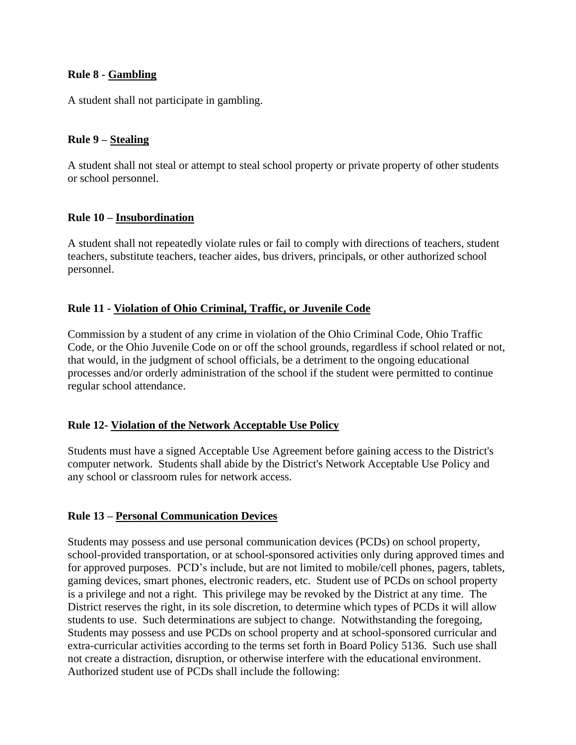**Rule 8 - <u>Gambling</u>**

A student shall not participate in gambling.

**Rule 9 – <u>Stealing</u>**

A student shall not steal or attempt to steal school property or private property of other students or school personnel.

**Rule 10 – <u>Insubordination</u>**

A student shall not repeatedly violate rules or fail to comply with directions of teachers, student teachers, substitute teachers, teacher aides, bus drivers, principals, or other authorized school personnel.

**Rule 11 - <u>Violation of Ohio Criminal, Traffic, or Juvenile Code</u>**

Commission by a student of any crime in violation of the Ohio Criminal Code, Ohio Traffic Code, or the Ohio Juvenile Code on or off the school grounds, regardless if school related or not, that would, in the judgment of school officials, be a detriment to the ongoing educational processes and/or orderly administration of the school if the student were permitted to continue regular school attendance.

**Rule 12- <u>Violation of the Network Acceptable Use Policy</u>**

Students must have a signed Acceptable Use Agreement before gaining access to the District's computer network. Students shall abide by the District's Network Acceptable Use Policy and any school or classroom rules for network access.

**Rule 13 – <u>Personal Communication Devices</u>**

Students may possess and use personal communication devices (PCDs) on school property, school-provided transportation, or at school-sponsored activities only during approved times and for approved purposes. PCD's include, but are not limited to mobile/cell phones, pagers, tablets, gaming devices, smart phones, electronic readers, etc. Student use of PCDs on school property is a privilege and not a right. This privilege may be revoked by the District at any time. The District reserves the right, in its sole discretion, to determine which types of PCDs it will allow students to use. Such determinations are subject to change. Notwithstanding the foregoing, Students may possess and use PCDs on school property and at school-sponsored curricular and extra-curricular activities according to the terms set forth in Board Policy 5136. Such use shall not create a distraction, disruption, or otherwise interfere with the educational environment. Authorized student use of PCDs shall include the following: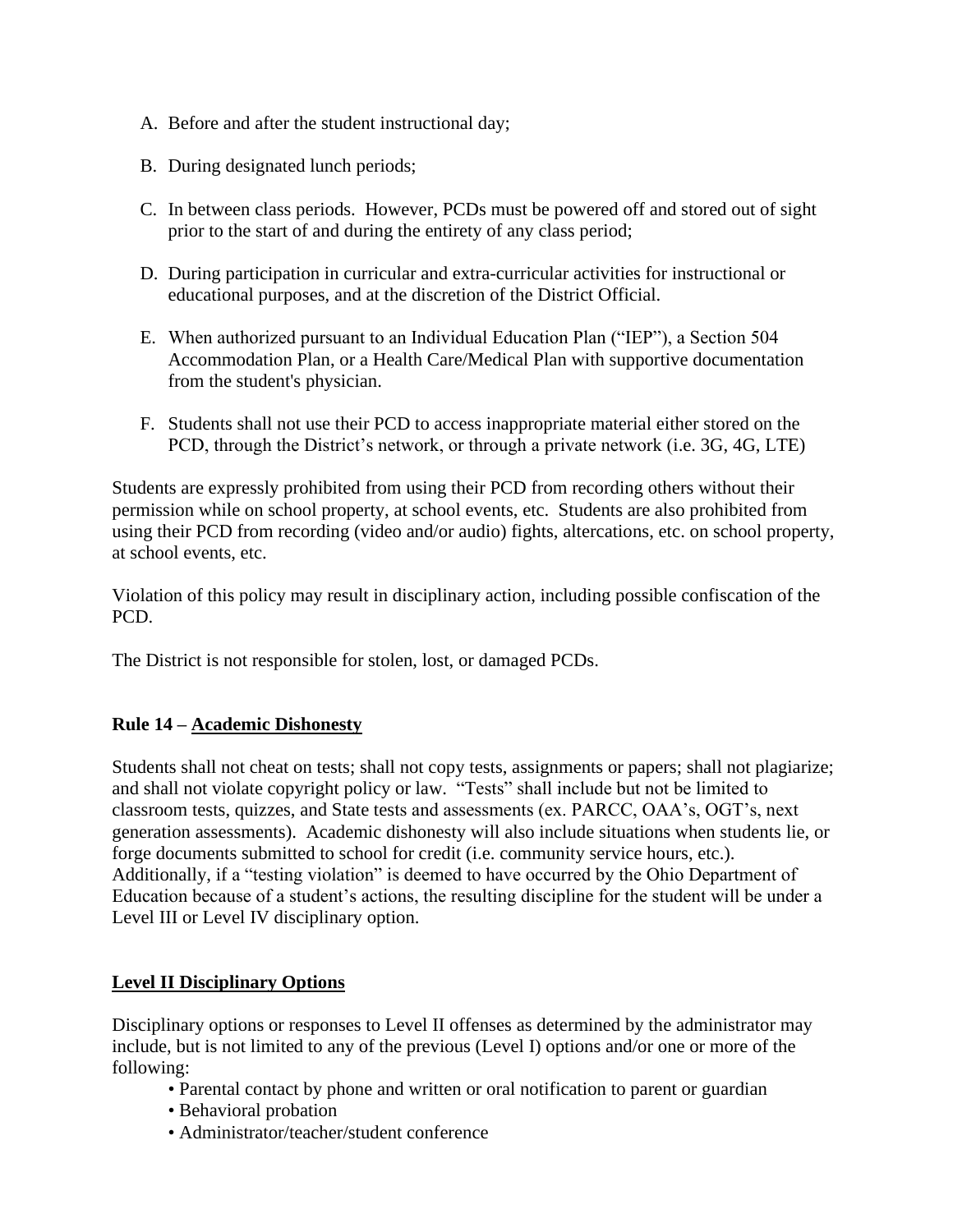A. Before and after the student instructional day;

B. During designated lunch periods;

C. In between class periods. However, PCDs must be powered off and stored out of sight prior to the start of and during the entirety of any class period;

D. During participation in curricular and extra-curricular activities for instructional or educational purposes, and at the discretion of the District Official.

E. When authorized pursuant to an Individual Education Plan ("IEP"), a Section 504 Accommodation Plan, or a Health Care/Medical Plan with supportive documentation from the student's physician.

F. Students shall not use their PCD to access inappropriate material either stored on the PCD, through the District's network, or through a private network (i.e. 3G, 4G, LTE)

Students are expressly prohibited from using their PCD from recording others without their permission while on school property, at school events, etc. Students are also prohibited from using their PCD from recording (video and/or audio) fights, altercations, etc. on school property, at school events, etc.

Violation of this policy may result in disciplinary action, including possible confiscation of the PCD.

The District is not responsible for stolen, lost, or damaged PCDs.

**Rule 14 – <u>Academic Dishonesty</u>**

Students shall not cheat on tests; shall not copy tests, assignments or papers; shall not plagiarize; and shall not violate copyright policy or law. "Tests" shall include but not be limited to classroom tests, quizzes, and State tests and assessments (ex. PARCC, OAA's, OGT's, next generation assessments). Academic dishonesty will also include situations when students lie, or forge documents submitted to school for credit (i.e. community service hours, etc.). Additionally, if a "testing violation" is deemed to have occurred by the Ohio Department of Education because of a student's actions, the resulting discipline for the student will be under a Level III or Level IV disciplinary option.

**<u>Level II Disciplinary Options</u>**

Disciplinary options or responses to Level II offenses as determined by the administrator may include, but is not limited to any of the previous (Level I) options and/or one or more of the following:

- Parental contact by phone and written or oral notification to parent or guardian
- Behavioral probation
- Administrator/teacher/student conference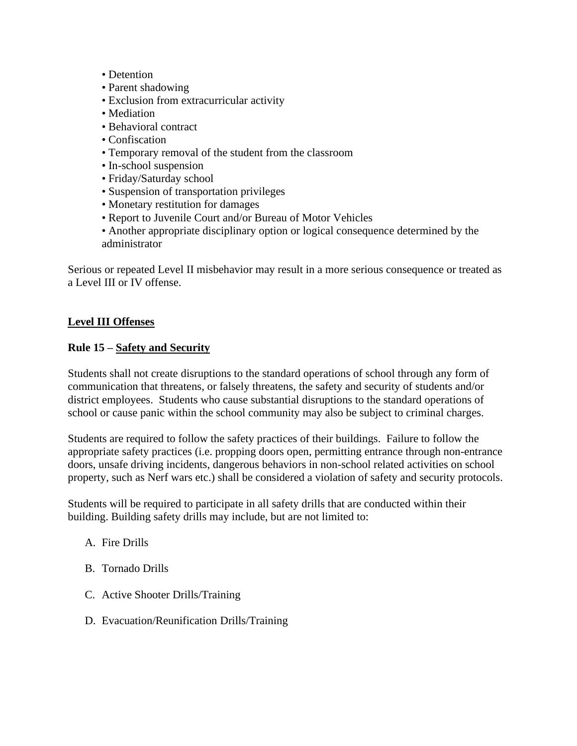- Detention
- Parent shadowing
- Exclusion from extracurricular activity
- Mediation
- Behavioral contract
- Confiscation
- Temporary removal of the student from the classroom
- In-school suspension
- Friday/Saturday school
- Suspension of transportation privileges
- Monetary restitution for damages
- Report to Juvenile Court and/or Bureau of Motor Vehicles
- Another appropriate disciplinary option or logical consequence determined by the administrator

Serious or repeated Level II misbehavior may result in a more serious consequence or treated as a Level III or IV offense.

## Level III Offenses

### Rule 15 – Safety and Security

Students shall not create disruptions to the standard operations of school through any form of communication that threatens, or falsely threatens, the safety and security of students and/or district employees. Students who cause substantial disruptions to the standard operations of school or cause panic within the school community may also be subject to criminal charges.

Students are required to follow the safety practices of their buildings. Failure to follow the appropriate safety practices (i.e. propping doors open, permitting entrance through non-entrance doors, unsafe driving incidents, dangerous behaviors in non-school related activities on school property, such as Nerf wars etc.) shall be considered a violation of safety and security protocols.

Students will be required to participate in all safety drills that are conducted within their building. Building safety drills may include, but are not limited to:

A. Fire Drills

B. Tornado Drills

C. Active Shooter Drills/Training

D. Evacuation/Reunification Drills/Training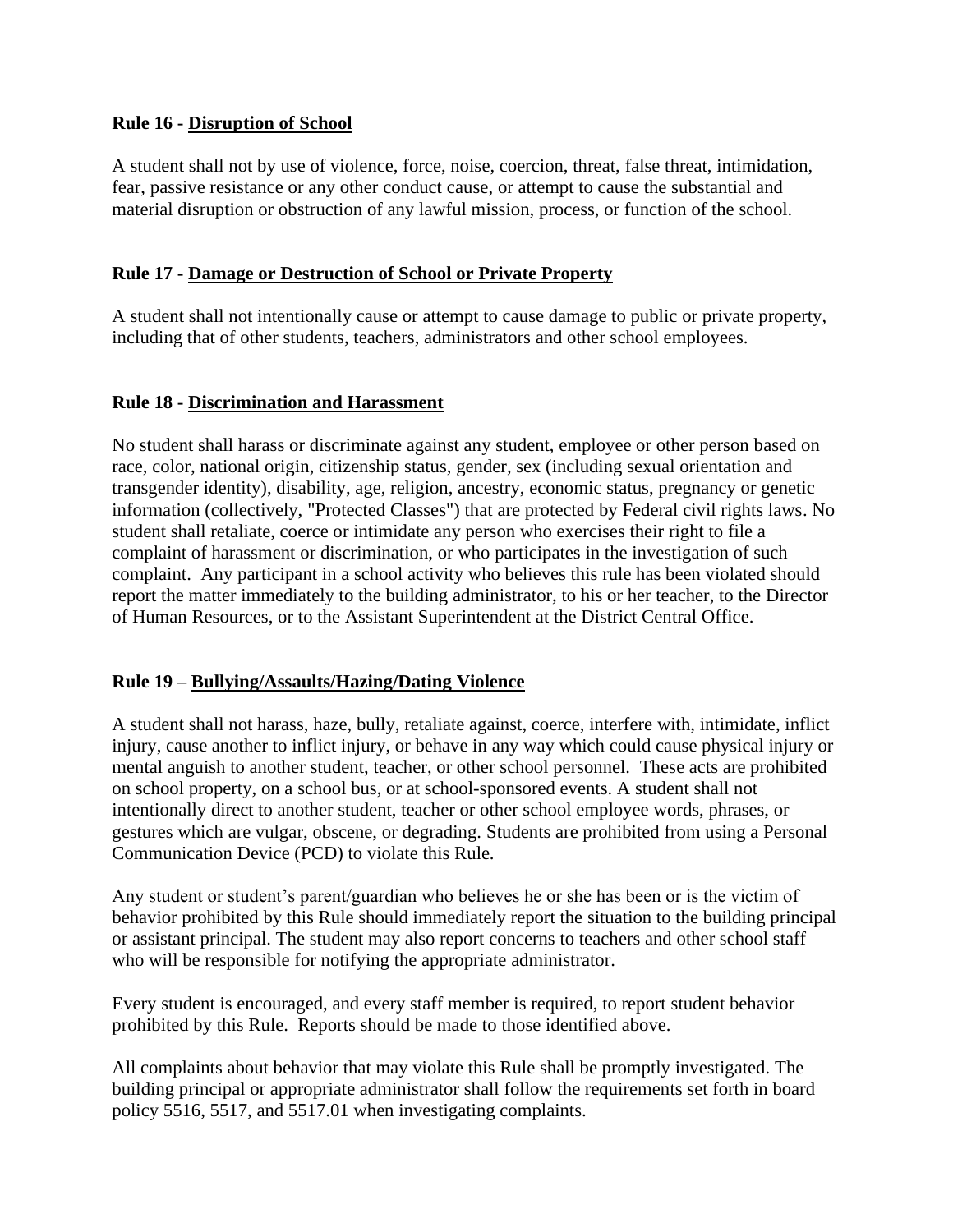**Rule 16 - Disruption of School**

A student shall not by use of violence, force, noise, coercion, threat, false threat, intimidation, fear, passive resistance or any other conduct cause, or attempt to cause the substantial and material disruption or obstruction of any lawful mission, process, or function of the school.

**Rule 17 - Damage or Destruction of School or Private Property**

A student shall not intentionally cause or attempt to cause damage to public or private property, including that of other students, teachers, administrators and other school employees.

**Rule 18 - Discrimination and Harassment**

No student shall harass or discriminate against any student, employee or other person based on race, color, national origin, citizenship status, gender, sex (including sexual orientation and transgender identity), disability, age, religion, ancestry, economic status, pregnancy or genetic information (collectively, "Protected Classes") that are protected by Federal civil rights laws. No student shall retaliate, coerce or intimidate any person who exercises their right to file a complaint of harassment or discrimination, or who participates in the investigation of such complaint. Any participant in a school activity who believes this rule has been violated should report the matter immediately to the building administrator, to his or her teacher, to the Director of Human Resources, or to the Assistant Superintendent at the District Central Office.

**Rule 19 – Bullying/Assaults/Hazing/Dating Violence**

A student shall not harass, haze, bully, retaliate against, coerce, interfere with, intimidate, inflict injury, cause another to inflict injury, or behave in any way which could cause physical injury or mental anguish to another student, teacher, or other school personnel. These acts are prohibited on school property, on a school bus, or at school-sponsored events. A student shall not intentionally direct to another student, teacher or other school employee words, phrases, or gestures which are vulgar, obscene, or degrading. Students are prohibited from using a Personal Communication Device (PCD) to violate this Rule.

Any student or student's parent/guardian who believes he or she has been or is the victim of behavior prohibited by this Rule should immediately report the situation to the building principal or assistant principal. The student may also report concerns to teachers and other school staff who will be responsible for notifying the appropriate administrator.

Every student is encouraged, and every staff member is required, to report student behavior prohibited by this Rule. Reports should be made to those identified above.

All complaints about behavior that may violate this Rule shall be promptly investigated. The building principal or appropriate administrator shall follow the requirements set forth in board policy 5516, 5517, and 5517.01 when investigating complaints.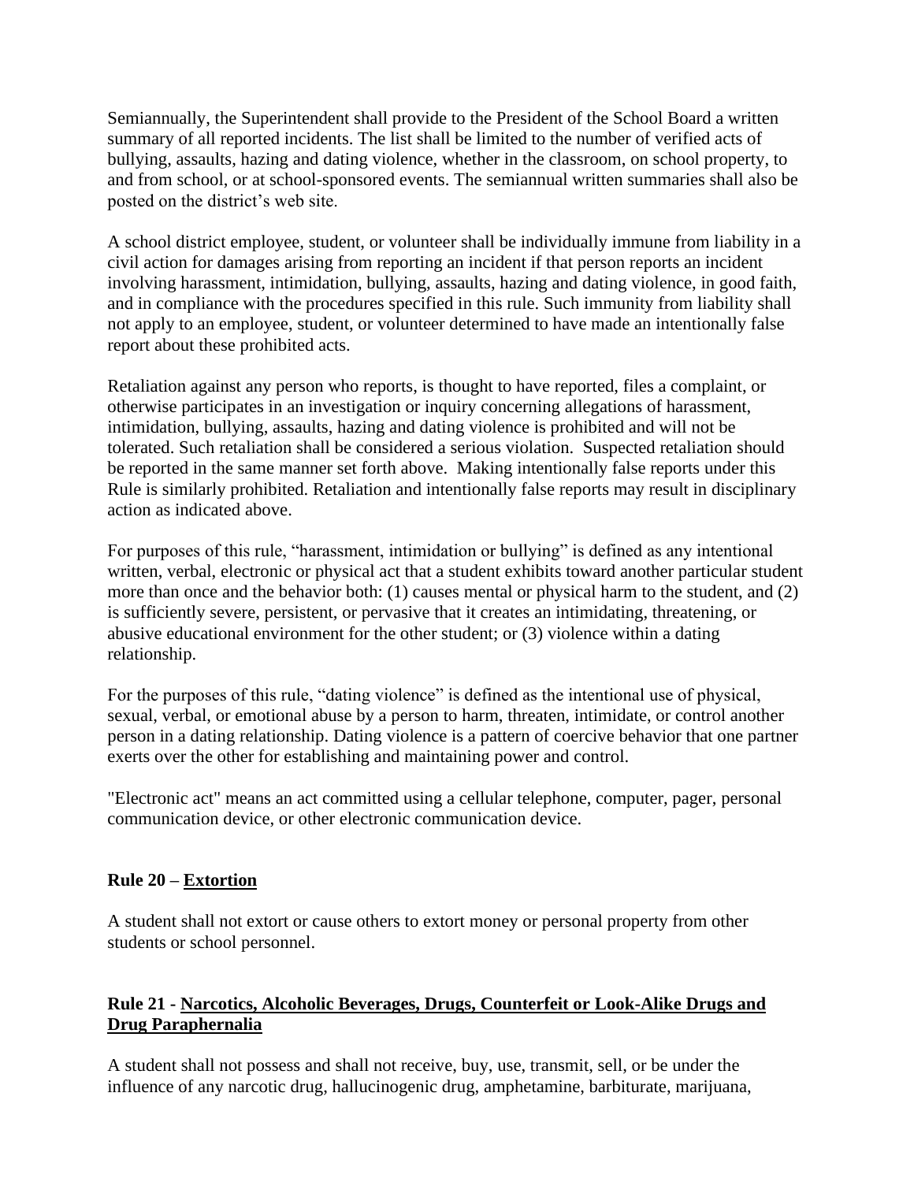Semiannually, the Superintendent shall provide to the President of the School Board a written summary of all reported incidents. The list shall be limited to the number of verified acts of bullying, assaults, hazing and dating violence, whether in the classroom, on school property, to and from school, or at school-sponsored events. The semiannual written summaries shall also be posted on the district's web site.

A school district employee, student, or volunteer shall be individually immune from liability in a civil action for damages arising from reporting an incident if that person reports an incident involving harassment, intimidation, bullying, assaults, hazing and dating violence, in good faith, and in compliance with the procedures specified in this rule. Such immunity from liability shall not apply to an employee, student, or volunteer determined to have made an intentionally false report about these prohibited acts.

Retaliation against any person who reports, is thought to have reported, files a complaint, or otherwise participates in an investigation or inquiry concerning allegations of harassment, intimidation, bullying, assaults, hazing and dating violence is prohibited and will not be tolerated. Such retaliation shall be considered a serious violation. Suspected retaliation should be reported in the same manner set forth above. Making intentionally false reports under this Rule is similarly prohibited. Retaliation and intentionally false reports may result in disciplinary action as indicated above.

For purposes of this rule, "harassment, intimidation or bullying" is defined as any intentional written, verbal, electronic or physical act that a student exhibits toward another particular student more than once and the behavior both: (1) causes mental or physical harm to the student, and (2) is sufficiently severe, persistent, or pervasive that it creates an intimidating, threatening, or abusive educational environment for the other student; or (3) violence within a dating relationship.

For the purposes of this rule, "dating violence" is defined as the intentional use of physical, sexual, verbal, or emotional abuse by a person to harm, threaten, intimidate, or control another person in a dating relationship. Dating violence is a pattern of coercive behavior that one partner exerts over the other for establishing and maintaining power and control.

"Electronic act" means an act committed using a cellular telephone, computer, pager, personal communication device, or other electronic communication device.

**Rule 20 – <u>Extortion</u>**

A student shall not extort or cause others to extort money or personal property from other students or school personnel.

**Rule 21 - <u>Narcotics, Alcoholic Beverages, Drugs, Counterfeit or Look-Alike Drugs and Drug Paraphernalia</u>**

A student shall not possess and shall not receive, buy, use, transmit, sell, or be under the influence of any narcotic drug, hallucinogenic drug, amphetamine, barbiturate, marijuana,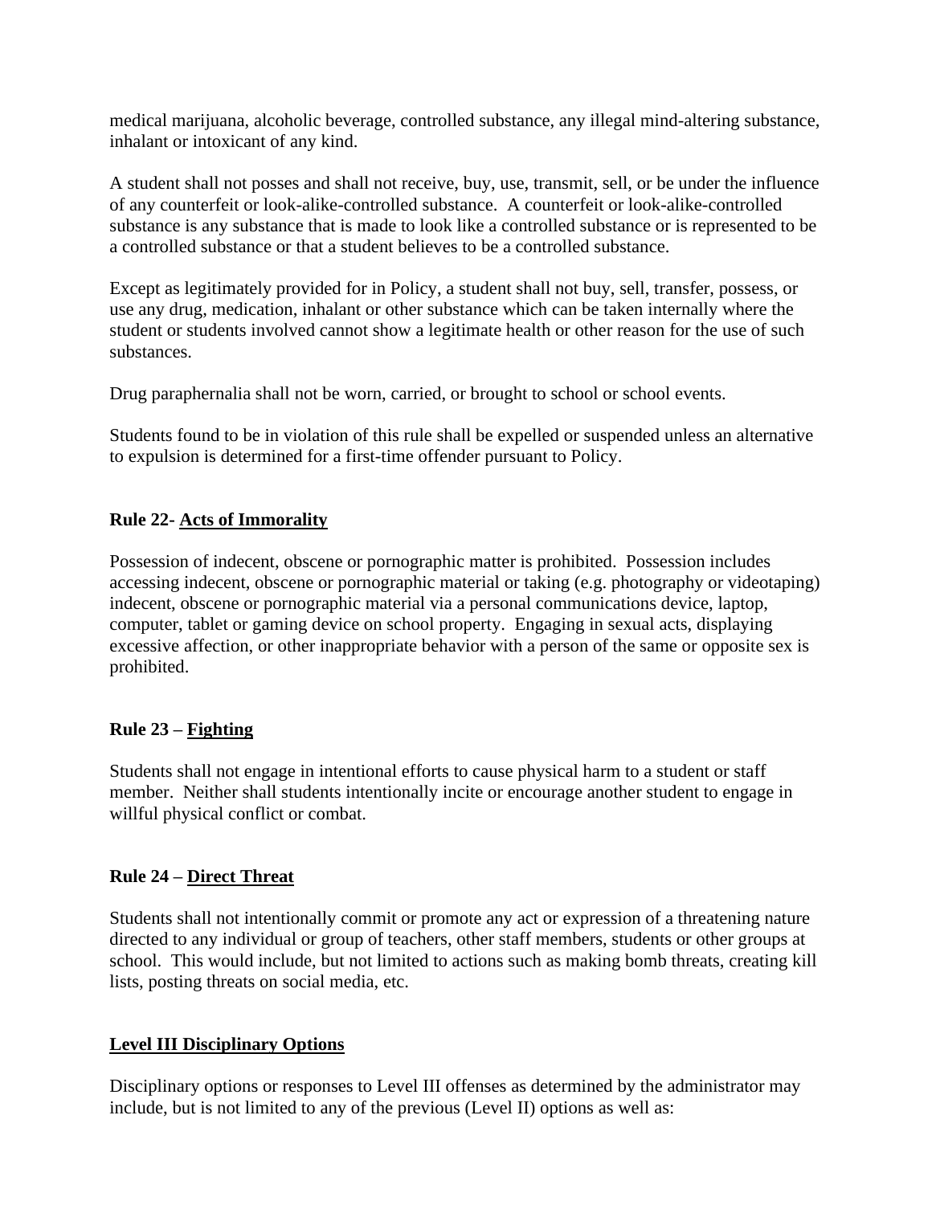medical marijuana, alcoholic beverage, controlled substance, any illegal mind-altering substance, inhalant or intoxicant of any kind.

A student shall not posses and shall not receive, buy, use, transmit, sell, or be under the influence of any counterfeit or look-alike-controlled substance. A counterfeit or look-alike-controlled substance is any substance that is made to look like a controlled substance or is represented to be a controlled substance or that a student believes to be a controlled substance.

Except as legitimately provided for in Policy, a student shall not buy, sell, transfer, possess, or use any drug, medication, inhalant or other substance which can be taken internally where the student or students involved cannot show a legitimate health or other reason for the use of such substances.

Drug paraphernalia shall not be worn, carried, or brought to school or school events.

Students found to be in violation of this rule shall be expelled or suspended unless an alternative to expulsion is determined for a first-time offender pursuant to Policy.

**Rule 22- <u>Acts of Immorality</u>**

Possession of indecent, obscene or pornographic matter is prohibited. Possession includes accessing indecent, obscene or pornographic material or taking (e.g. photography or videotaping) indecent, obscene or pornographic material via a personal communications device, laptop, computer, tablet or gaming device on school property. Engaging in sexual acts, displaying excessive affection, or other inappropriate behavior with a person of the same or opposite sex is prohibited.

**Rule 23 – <u>Fighting</u>**

Students shall not engage in intentional efforts to cause physical harm to a student or staff member. Neither shall students intentionally incite or encourage another student to engage in willful physical conflict or combat.

**Rule 24 – <u>Direct Threat</u>**

Students shall not intentionally commit or promote any act or expression of a threatening nature directed to any individual or group of teachers, other staff members, students or other groups at school. This would include, but not limited to actions such as making bomb threats, creating kill lists, posting threats on social media, etc.

**<u>Level III Disciplinary Options</u>**

Disciplinary options or responses to Level III offenses as determined by the administrator may include, but is not limited to any of the previous (Level II) options as well as: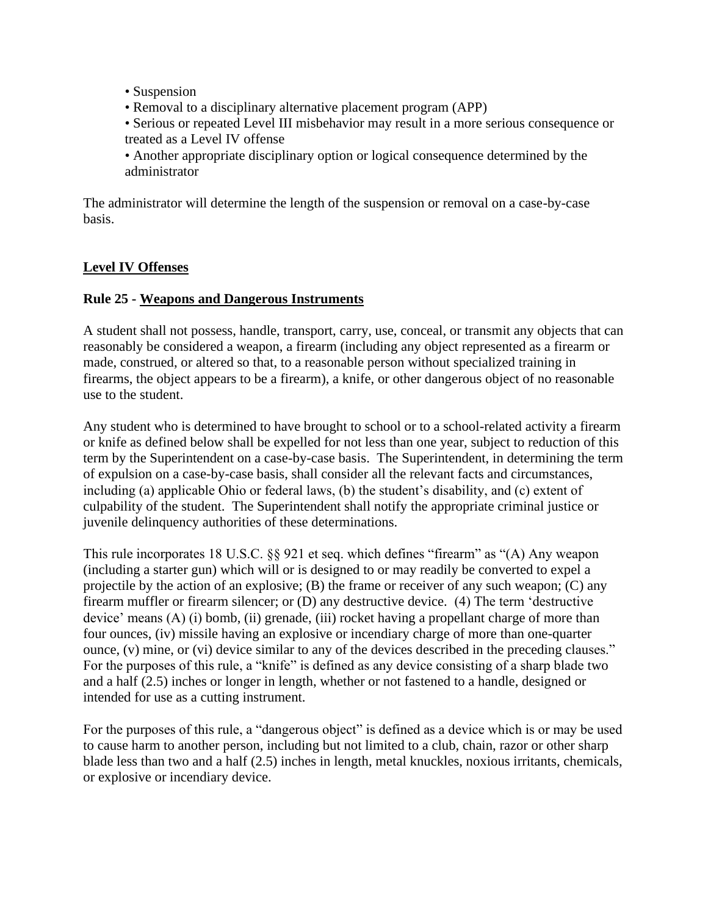- Suspension
- Removal to a disciplinary alternative placement program (APP)
- Serious or repeated Level III misbehavior may result in a more serious consequence or treated as a Level IV offense
- Another appropriate disciplinary option or logical consequence determined by the administrator

The administrator will determine the length of the suspension or removal on a case-by-case basis.

## Level IV Offenses

### Rule 25 - Weapons and Dangerous Instruments

A student shall not possess, handle, transport, carry, use, conceal, or transmit any objects that can reasonably be considered a weapon, a firearm (including any object represented as a firearm or made, construed, or altered so that, to a reasonable person without specialized training in firearms, the object appears to be a firearm), a knife, or other dangerous object of no reasonable use to the student.

Any student who is determined to have brought to school or to a school-related activity a firearm or knife as defined below shall be expelled for not less than one year, subject to reduction of this term by the Superintendent on a case-by-case basis. The Superintendent, in determining the term of expulsion on a case-by-case basis, shall consider all the relevant facts and circumstances, including (a) applicable Ohio or federal laws, (b) the student's disability, and (c) extent of culpability of the student. The Superintendent shall notify the appropriate criminal justice or juvenile delinquency authorities of these determinations.

This rule incorporates 18 U.S.C. §§ 921 et seq. which defines "firearm" as "(A) Any weapon (including a starter gun) which will or is designed to or may readily be converted to expel a projectile by the action of an explosive; (B) the frame or receiver of any such weapon; (C) any firearm muffler or firearm silencer; or (D) any destructive device. (4) The term 'destructive device' means (A) (i) bomb, (ii) grenade, (iii) rocket having a propellant charge of more than four ounces, (iv) missile having an explosive or incendiary charge of more than one-quarter ounce, (v) mine, or (vi) device similar to any of the devices described in the preceding clauses." For the purposes of this rule, a "knife" is defined as any device consisting of a sharp blade two and a half (2.5) inches or longer in length, whether or not fastened to a handle, designed or intended for use as a cutting instrument.

For the purposes of this rule, a "dangerous object" is defined as a device which is or may be used to cause harm to another person, including but not limited to a club, chain, razor or other sharp blade less than two and a half (2.5) inches in length, metal knuckles, noxious irritants, chemicals, or explosive or incendiary device.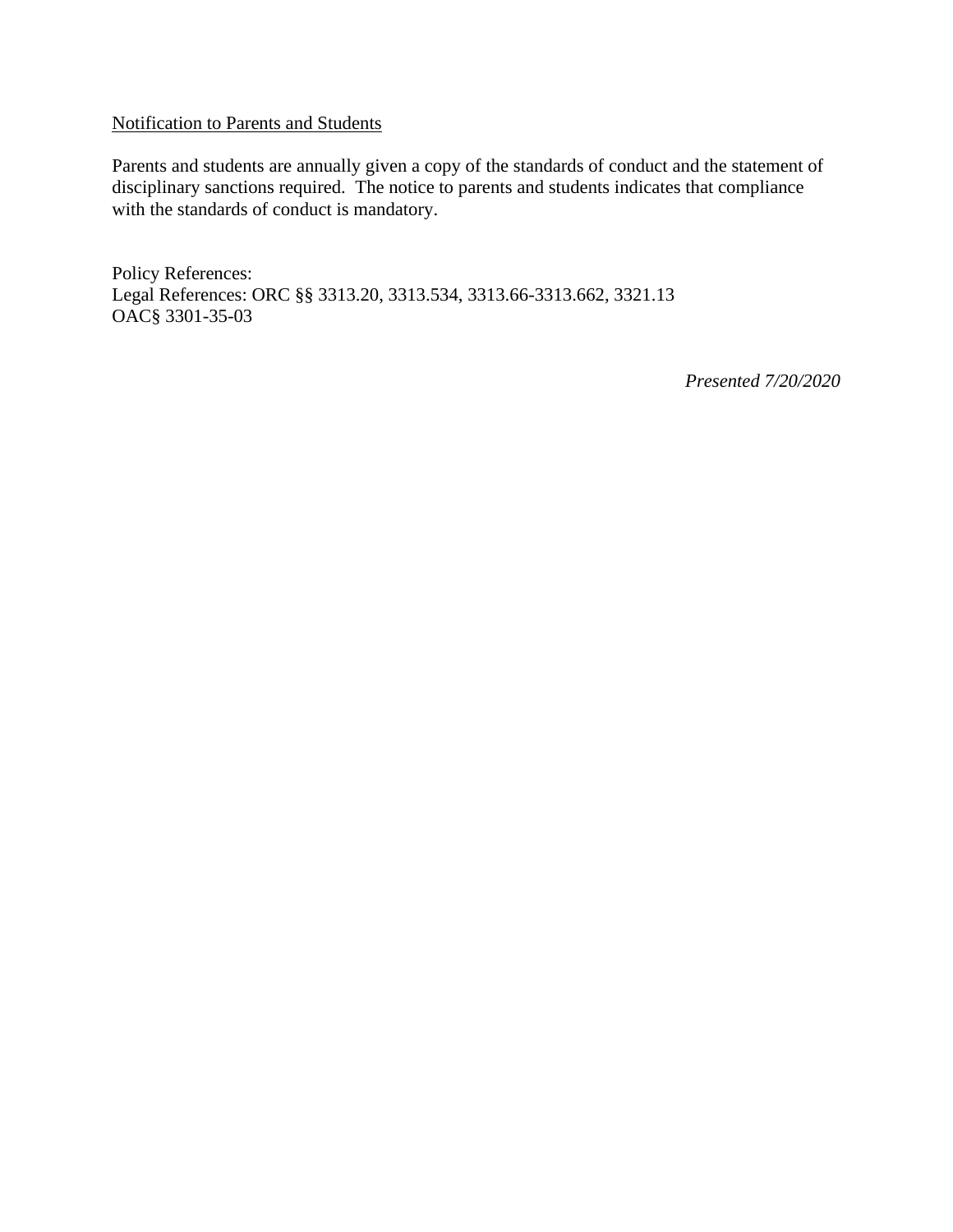<u>Notification to Parents and Students</u>

Parents and students are annually given a copy of the standards of conduct and the statement of disciplinary sanctions required. The notice to parents and students indicates that compliance with the standards of conduct is mandatory.

Policy References:
Legal References: ORC §§ 3313.20, 3313.534, 3313.66-3313.662, 3321.13
OAC§ 3301-35-03

*Presented 7/20/2020*